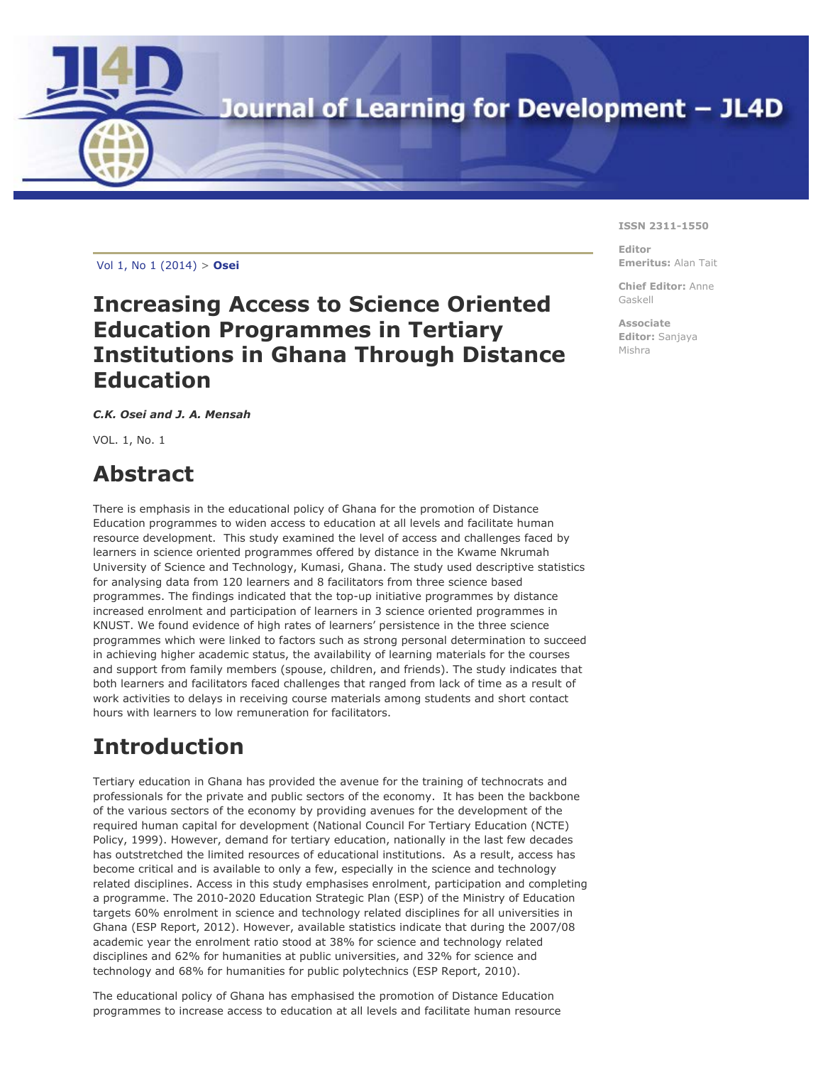Vol 1, No 1 (2014) > **Osei**

# Increasing Access to Science Oriented Education Programmes in Tertiary Institutions in Ghana Through Distance Education

***C.K. Osei and J. A. Mensah***

VOL. 1, No. 1

## Abstract

There is emphasis in the educational policy of Ghana for the promotion of Distance Education programmes to widen access to education at all levels and facilitate human resource development. This study examined the level of access and challenges faced by learners in science oriented programmes offered by distance in the Kwame Nkrumah University of Science and Technology, Kumasi, Ghana. The study used descriptive statistics for analysing data from 120 learners and 8 facilitators from three science based programmes. The findings indicated that the top-up initiative programmes by distance increased enrolment and participation of learners in 3 science oriented programmes in KNUST. We found evidence of high rates of learners' persistence in the three science programmes which were linked to factors such as strong personal determination to succeed in achieving higher academic status, the availability of learning materials for the courses and support from family members (spouse, children, and friends). The study indicates that both learners and facilitators faced challenges that ranged from lack of time as a result of work activities to delays in receiving course materials among students and short contact hours with learners to low remuneration for facilitators.

## Introduction

Tertiary education in Ghana has provided the avenue for the training of technocrats and professionals for the private and public sectors of the economy. It has been the backbone of the various sectors of the economy by providing avenues for the development of the required human capital for development (National Council For Tertiary Education (NCTE) Policy, 1999). However, demand for tertiary education, nationally in the last few decades has outstretched the limited resources of educational institutions. As a result, access has become critical and is available to only a few, especially in the science and technology related disciplines. Access in this study emphasises enrolment, participation and completing a programme. The 2010-2020 Education Strategic Plan (ESP) of the Ministry of Education targets 60% enrolment in science and technology related disciplines for all universities in Ghana (ESP Report, 2012). However, available statistics indicate that during the 2007/08 academic year the enrolment ratio stood at 38% for science and technology related disciplines and 62% for humanities at public universities, and 32% for science and technology and 68% for humanities for public polytechnics (ESP Report, 2010).

The educational policy of Ghana has emphasised the promotion of Distance Education programmes to increase access to education at all levels and facilitate human resource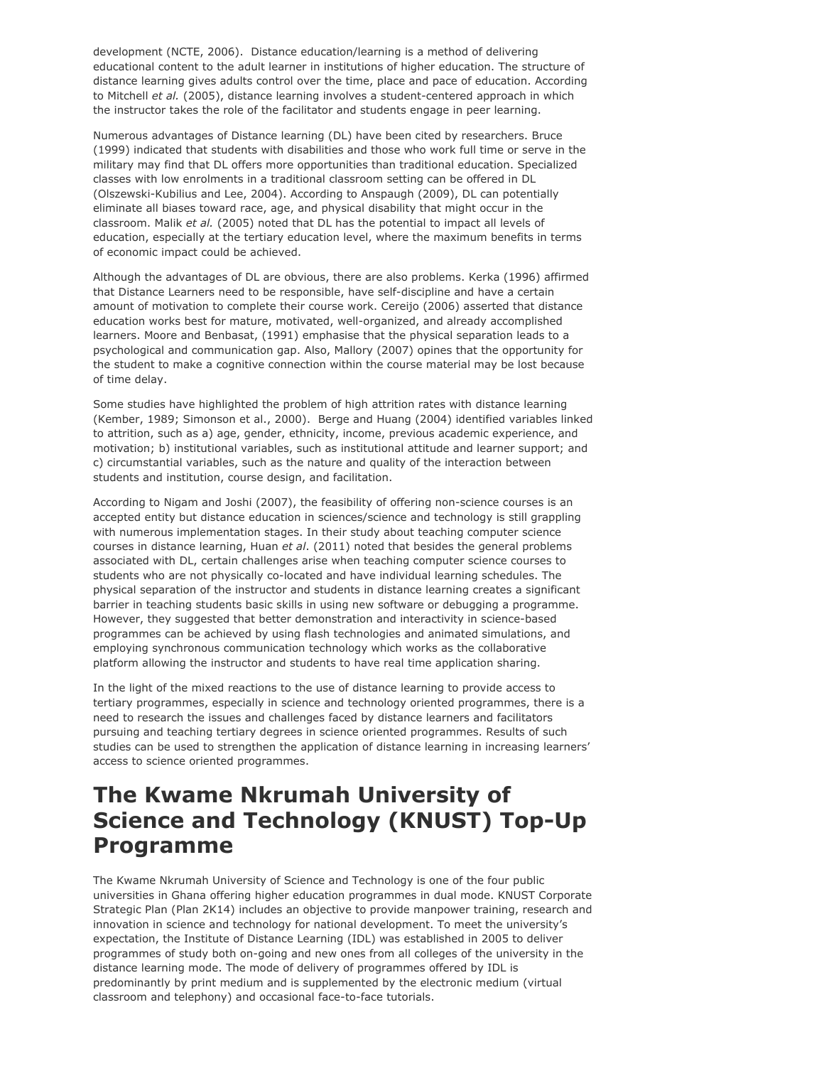development (NCTE, 2006). Distance education/learning is a method of delivering educational content to the adult learner in institutions of higher education. The structure of distance learning gives adults control over the time, place and pace of education. According to Mitchell *et al.* (2005), distance learning involves a student-centered approach in which the instructor takes the role of the facilitator and students engage in peer learning.

Numerous advantages of Distance learning (DL) have been cited by researchers. Bruce (1999) indicated that students with disabilities and those who work full time or serve in the military may find that DL offers more opportunities than traditional education. Specialized classes with low enrolments in a traditional classroom setting can be offered in DL (Olszewski-Kubilius and Lee, 2004). According to Anspaugh (2009), DL can potentially eliminate all biases toward race, age, and physical disability that might occur in the classroom. Malik *et al.* (2005) noted that DL has the potential to impact all levels of education, especially at the tertiary education level, where the maximum benefits in terms of economic impact could be achieved.

Although the advantages of DL are obvious, there are also problems. Kerka (1996) affirmed that Distance Learners need to be responsible, have self-discipline and have a certain amount of motivation to complete their course work. Cereijo (2006) asserted that distance education works best for mature, motivated, well-organized, and already accomplished learners. Moore and Benbasat, (1991) emphasise that the physical separation leads to a psychological and communication gap. Also, Mallory (2007) opines that the opportunity for the student to make a cognitive connection within the course material may be lost because of time delay.

Some studies have highlighted the problem of high attrition rates with distance learning (Kember, 1989; Simonson et al., 2000). Berge and Huang (2004) identified variables linked to attrition, such as a) age, gender, ethnicity, income, previous academic experience, and motivation; b) institutional variables, such as institutional attitude and learner support; and c) circumstantial variables, such as the nature and quality of the interaction between students and institution, course design, and facilitation.

According to Nigam and Joshi (2007), the feasibility of offering non-science courses is an accepted entity but distance education in sciences/science and technology is still grappling with numerous implementation stages. In their study about teaching computer science courses in distance learning, Huan *et al*. (2011) noted that besides the general problems associated with DL, certain challenges arise when teaching computer science courses to students who are not physically co-located and have individual learning schedules. The physical separation of the instructor and students in distance learning creates a significant barrier in teaching students basic skills in using new software or debugging a programme. However, they suggested that better demonstration and interactivity in science-based programmes can be achieved by using flash technologies and animated simulations, and employing synchronous communication technology which works as the collaborative platform allowing the instructor and students to have real time application sharing.

In the light of the mixed reactions to the use of distance learning to provide access to tertiary programmes, especially in science and technology oriented programmes, there is a need to research the issues and challenges faced by distance learners and facilitators pursuing and teaching tertiary degrees in science oriented programmes. Results of such studies can be used to strengthen the application of distance learning in increasing learners' access to science oriented programmes.

# The Kwame Nkrumah University of Science and Technology (KNUST) Top-Up Programme

The Kwame Nkrumah University of Science and Technology is one of the four public universities in Ghana offering higher education programmes in dual mode. KNUST Corporate Strategic Plan (Plan 2K14) includes an objective to provide manpower training, research and innovation in science and technology for national development. To meet the university's expectation, the Institute of Distance Learning (IDL) was established in 2005 to deliver programmes of study both on-going and new ones from all colleges of the university in the distance learning mode. The mode of delivery of programmes offered by IDL is predominantly by print medium and is supplemented by the electronic medium (virtual classroom and telephony) and occasional face-to-face tutorials.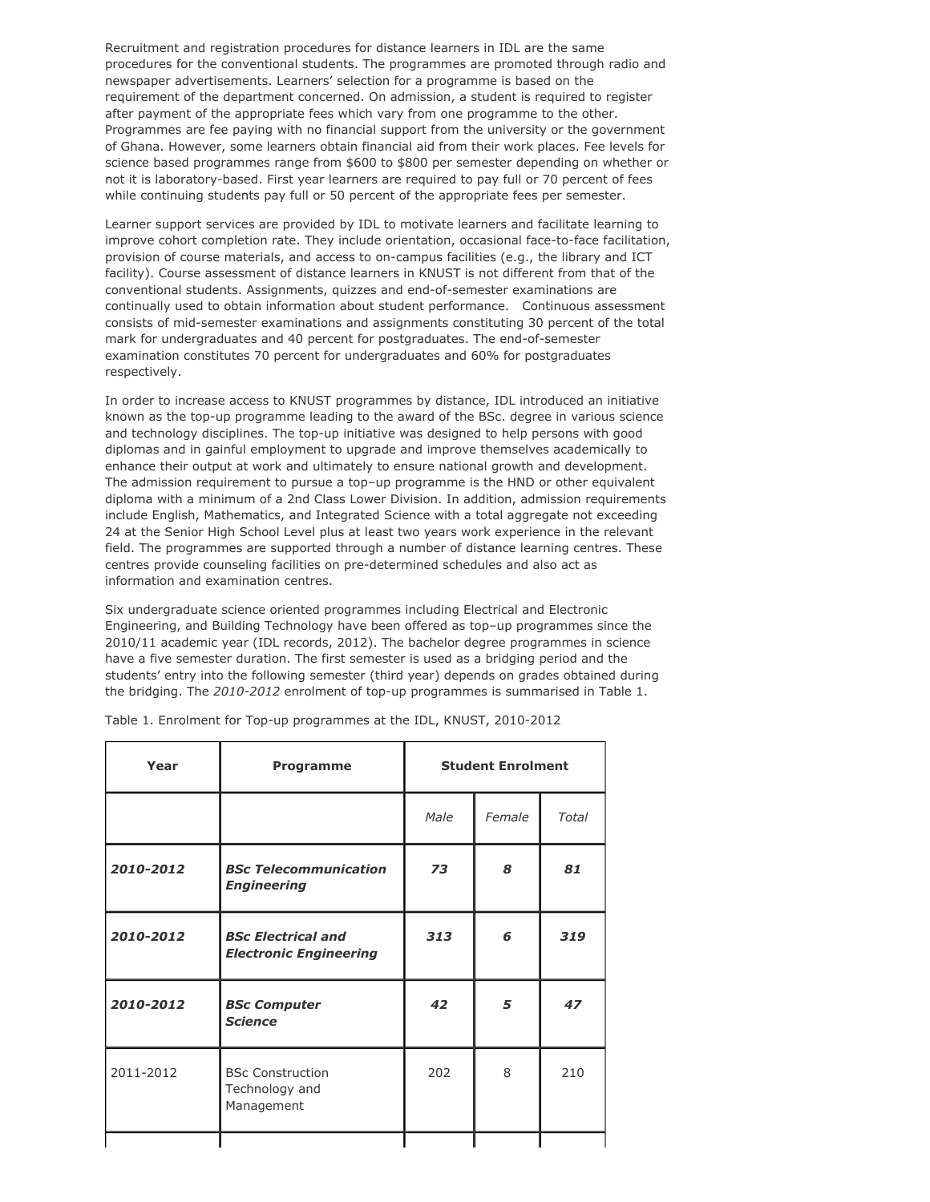Recruitment and registration procedures for distance learners in IDL are the same procedures for the conventional students. The programmes are promoted through radio and newspaper advertisements. Learners' selection for a programme is based on the requirement of the department concerned. On admission, a student is required to register after payment of the appropriate fees which vary from one programme to the other. Programmes are fee paying with no financial support from the university or the government of Ghana. However, some learners obtain financial aid from their work places. Fee levels for science based programmes range from $600 to $800 per semester depending on whether or not it is laboratory-based. First year learners are required to pay full or 70 percent of fees while continuing students pay full or 50 percent of the appropriate fees per semester.

Learner support services are provided by IDL to motivate learners and facilitate learning to improve cohort completion rate. They include orientation, occasional face-to-face facilitation, provision of course materials, and access to on-campus facilities (e.g., the library and ICT facility). Course assessment of distance learners in KNUST is not different from that of the conventional students. Assignments, quizzes and end-of-semester examinations are continually used to obtain information about student performance. Continuous assessment consists of mid-semester examinations and assignments constituting 30 percent of the total mark for undergraduates and 40 percent for postgraduates. The end-of-semester examination constitutes 70 percent for undergraduates and 60% for postgraduates respectively.

In order to increase access to KNUST programmes by distance, IDL introduced an initiative known as the top-up programme leading to the award of the BSc. degree in various science and technology disciplines. The top-up initiative was designed to help persons with good diplomas and in gainful employment to upgrade and improve themselves academically to enhance their output at work and ultimately to ensure national growth and development. The admission requirement to pursue a top–up programme is the HND or other equivalent diploma with a minimum of a 2nd Class Lower Division. In addition, admission requirements include English, Mathematics, and Integrated Science with a total aggregate not exceeding 24 at the Senior High School Level plus at least two years work experience in the relevant field. The programmes are supported through a number of distance learning centres. These centres provide counseling facilities on pre-determined schedules and also act as information and examination centres.

Six undergraduate science oriented programmes including Electrical and Electronic Engineering, and Building Technology have been offered as top–up programmes since the 2010/11 academic year (IDL records, 2012). The bachelor degree programmes in science have a five semester duration. The first semester is used as a bridging period and the students' entry into the following semester (third year) depends on grades obtained during the bridging. The *2010-2012* enrolment of top-up programmes is summarised in Table 1.

Table 1. Enrolment for Top-up programmes at the IDL, KNUST, 2010-2012

| Year | Programme | Student Enrolment | | |
|---|---|---|---|---|
| | | *Male* | *Female* | *Total* |
| ***2010-2012*** | ***BSc Telecommunication Engineering*** | ***73*** | ***8*** | ***81*** |
| ***2010-2012*** | ***BSc Electrical and Electronic Engineering*** | ***313*** | ***6*** | ***319*** |
| ***2010-2012*** | ***BSc Computer Science*** | ***42*** | ***5*** | ***47*** |
| 2011-2012 | BSc Construction Technology and Management | 202 | 8 | 210 |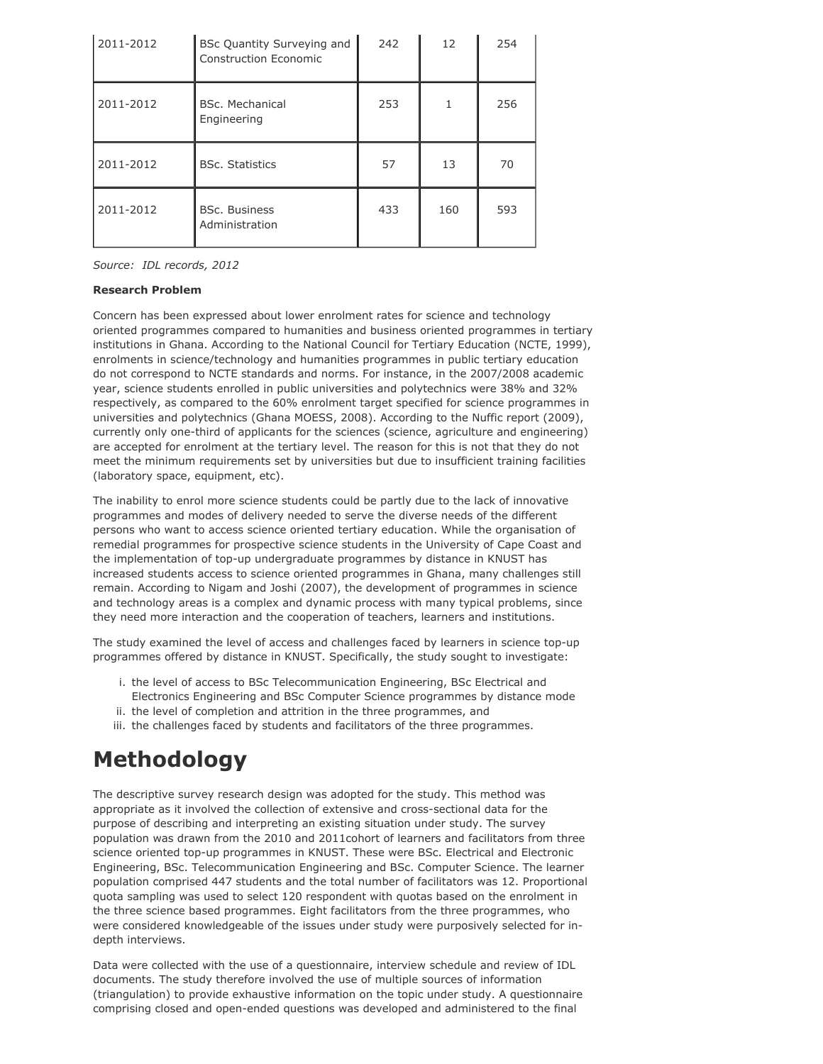| 2011-2012 | BSc Quantity Surveying and Construction Economic | 242 | 12 | 254 |
|---|---|---|---|---|
| 2011-2012 | BSc. Mechanical Engineering | 253 | 1 | 256 |
| 2011-2012 | BSc. Statistics | 57 | 13 | 70 |
| 2011-2012 | BSc. Business Administration | 433 | 160 | 593 |

*Source: IDL records, 2012*

**Research Problem**

Concern has been expressed about lower enrolment rates for science and technology oriented programmes compared to humanities and business oriented programmes in tertiary institutions in Ghana. According to the National Council for Tertiary Education (NCTE, 1999), enrolments in science/technology and humanities programmes in public tertiary education do not correspond to NCTE standards and norms. For instance, in the 2007/2008 academic year, science students enrolled in public universities and polytechnics were 38% and 32% respectively, as compared to the 60% enrolment target specified for science programmes in universities and polytechnics (Ghana MOESS, 2008). According to the Nuffic report (2009), currently only one-third of applicants for the sciences (science, agriculture and engineering) are accepted for enrolment at the tertiary level. The reason for this is not that they do not meet the minimum requirements set by universities but due to insufficient training facilities (laboratory space, equipment, etc).

The inability to enrol more science students could be partly due to the lack of innovative programmes and modes of delivery needed to serve the diverse needs of the different persons who want to access science oriented tertiary education. While the organisation of remedial programmes for prospective science students in the University of Cape Coast and the implementation of top-up undergraduate programmes by distance in KNUST has increased students access to science oriented programmes in Ghana, many challenges still remain. According to Nigam and Joshi (2007), the development of programmes in science and technology areas is a complex and dynamic process with many typical problems, since they need more interaction and the cooperation of teachers, learners and institutions.

The study examined the level of access and challenges faced by learners in science top-up programmes offered by distance in KNUST. Specifically, the study sought to investigate:

i. the level of access to BSc Telecommunication Engineering, BSc Electrical and Electronics Engineering and BSc Computer Science programmes by distance mode
ii. the level of completion and attrition in the three programmes, and
iii. the challenges faced by students and facilitators of the three programmes.

# Methodology

The descriptive survey research design was adopted for the study. This method was appropriate as it involved the collection of extensive and cross-sectional data for the purpose of describing and interpreting an existing situation under study. The survey population was drawn from the 2010 and 2011cohort of learners and facilitators from three science oriented top-up programmes in KNUST. These were BSc. Electrical and Electronic Engineering, BSc. Telecommunication Engineering and BSc. Computer Science. The learner population comprised 447 students and the total number of facilitators was 12. Proportional quota sampling was used to select 120 respondent with quotas based on the enrolment in the three science based programmes. Eight facilitators from the three programmes, who were considered knowledgeable of the issues under study were purposively selected for in-depth interviews.

Data were collected with the use of a questionnaire, interview schedule and review of IDL documents. The study therefore involved the use of multiple sources of information (triangulation) to provide exhaustive information on the topic under study. A questionnaire comprising closed and open-ended questions was developed and administered to the final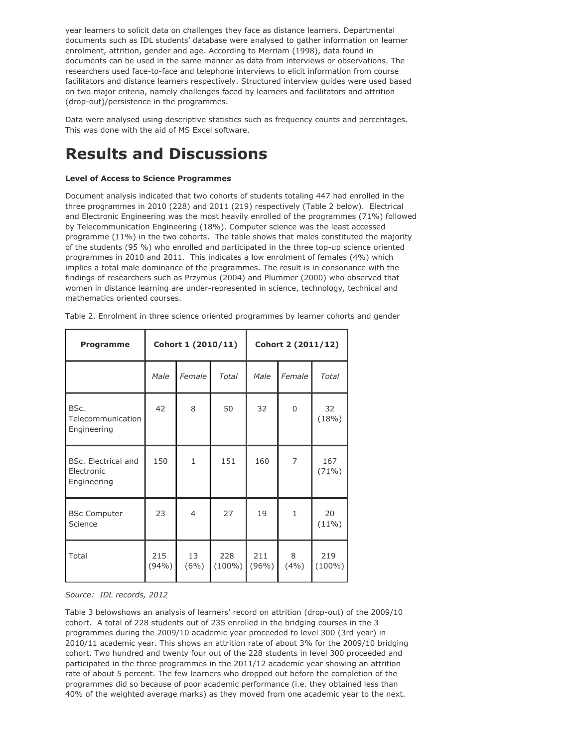year learners to solicit data on challenges they face as distance learners. Departmental documents such as IDL students' database were analysed to gather information on learner enrolment, attrition, gender and age. According to Merriam (1998), data found in documents can be used in the same manner as data from interviews or observations. The researchers used face-to-face and telephone interviews to elicit information from course facilitators and distance learners respectively. Structured interview guides were used based on two major criteria, namely challenges faced by learners and facilitators and attrition (drop-out)/persistence in the programmes.

Data were analysed using descriptive statistics such as frequency counts and percentages. This was done with the aid of MS Excel software.

# Results and Discussions

**Level of Access to Science Programmes**

Document analysis indicated that two cohorts of students totaling 447 had enrolled in the three programmes in 2010 (228) and 2011 (219) respectively (Table 2 below). Electrical and Electronic Engineering was the most heavily enrolled of the programmes (71%) followed by Telecommunication Engineering (18%). Computer science was the least accessed programme (11%) in the two cohorts. The table shows that males constituted the majority of the students (95 %) who enrolled and participated in the three top-up science oriented programmes in 2010 and 2011. This indicates a low enrolment of females (4%) which implies a total male dominance of the programmes. The result is in consonance with the findings of researchers such as Przymus (2004) and Plummer (2000) who observed that women in distance learning are under-represented in science, technology, technical and mathematics oriented courses.

Table 2. Enrolment in three science oriented programmes by learner cohorts and gender

| Programme | Cohort 1 (2010/11) | | | Cohort 2 (2011/12) | | |
|---|---|---|---|---|---|---|
| | *Male* | *Female* | *Total* | *Male* | *Female* | *Total* |
| BSc. Telecommunication Engineering | 42 | 8 | 50 | 32 | 0 | 32 (18%) |
| BSc. Electrical and Electronic Engineering | 150 | 1 | 151 | 160 | 7 | 167 (71%) |
| BSc Computer Science | 23 | 4 | 27 | 19 | 1 | 20 (11%) |
| Total | 215 (94%) | 13 (6%) | 228 (100%) | 211 (96%) | 8 (4%) | 219 (100%) |

*Source: IDL records, 2012*

Table 3 belowshows an analysis of learners' record on attrition (drop-out) of the 2009/10 cohort. A total of 228 students out of 235 enrolled in the bridging courses in the 3 programmes during the 2009/10 academic year proceeded to level 300 (3rd year) in 2010/11 academic year. This shows an attrition rate of about 3% for the 2009/10 bridging cohort. Two hundred and twenty four out of the 228 students in level 300 proceeded and participated in the three programmes in the 2011/12 academic year showing an attrition rate of about 5 percent. The few learners who dropped out before the completion of the programmes did so because of poor academic performance (i.e. they obtained less than 40% of the weighted average marks) as they moved from one academic year to the next.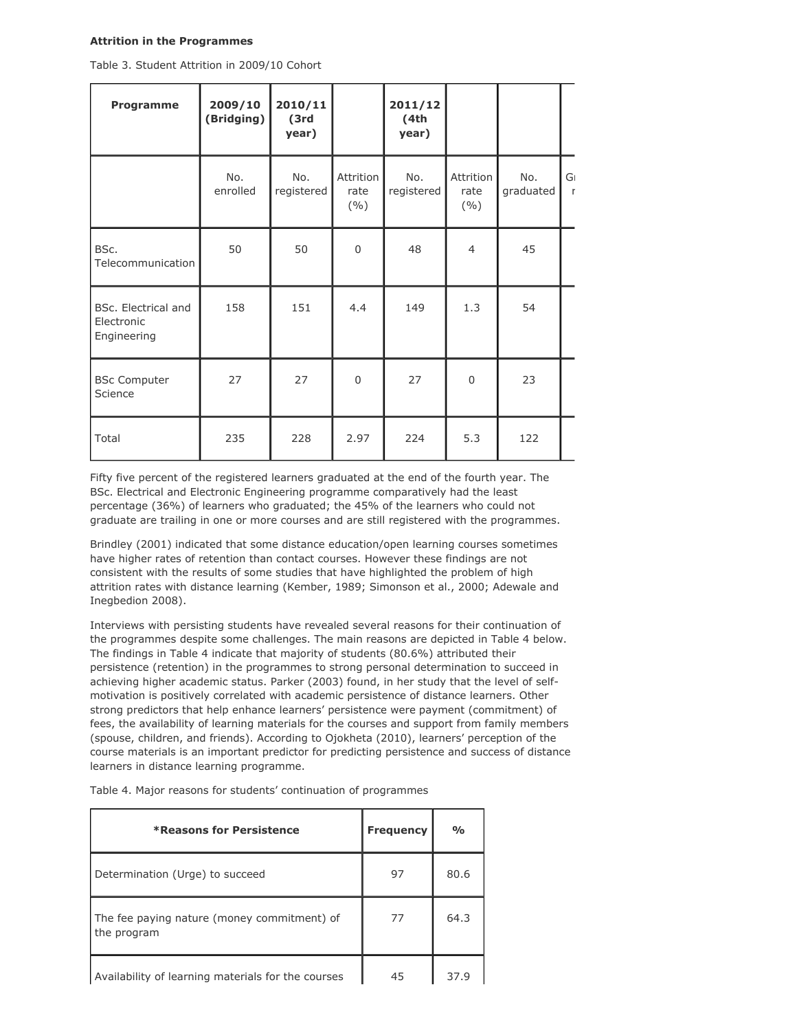**Attrition in the Programmes**

Table 3. Student Attrition in 2009/10 Cohort

| Programme | 2009/10 (Bridging) | 2010/11 (3rd year) | | 2011/12 (4th year) | | | |
|---|---|---|---|---|---|---|---|
| | No. enrolled | No. registered | Attrition rate (%) | No. registered | Attrition rate (%) | No. graduated | Gr r |
| BSc. Telecommunication | 50 | 50 | 0 | 48 | 4 | 45 | |
| BSc. Electrical and Electronic Engineering | 158 | 151 | 4.4 | 149 | 1.3 | 54 | |
| BSc Computer Science | 27 | 27 | 0 | 27 | 0 | 23 | |
| Total | 235 | 228 | 2.97 | 224 | 5.3 | 122 | |

Fifty five percent of the registered learners graduated at the end of the fourth year. The BSc. Electrical and Electronic Engineering programme comparatively had the least percentage (36%) of learners who graduated; the 45% of the learners who could not graduate are trailing in one or more courses and are still registered with the programmes.

Brindley (2001) indicated that some distance education/open learning courses sometimes have higher rates of retention than contact courses. However these findings are not consistent with the results of some studies that have highlighted the problem of high attrition rates with distance learning (Kember, 1989; Simonson et al., 2000; Adewale and Inegbedion 2008).

Interviews with persisting students have revealed several reasons for their continuation of the programmes despite some challenges. The main reasons are depicted in Table 4 below. The findings in Table 4 indicate that majority of students (80.6%) attributed their persistence (retention) in the programmes to strong personal determination to succeed in achieving higher academic status. Parker (2003) found, in her study that the level of self-motivation is positively correlated with academic persistence of distance learners. Other strong predictors that help enhance learners' persistence were payment (commitment) of fees, the availability of learning materials for the courses and support from family members (spouse, children, and friends). According to Ojokheta (2010), learners' perception of the course materials is an important predictor for predicting persistence and success of distance learners in distance learning programme.

Table 4. Major reasons for students' continuation of programmes

| *Reasons for Persistence | Frequency | % |
|---|---|---|
| Determination (Urge) to succeed | 97 | 80.6 |
| The fee paying nature (money commitment) of the program | 77 | 64.3 |
| Availability of learning materials for the courses | 45 | 37.9 |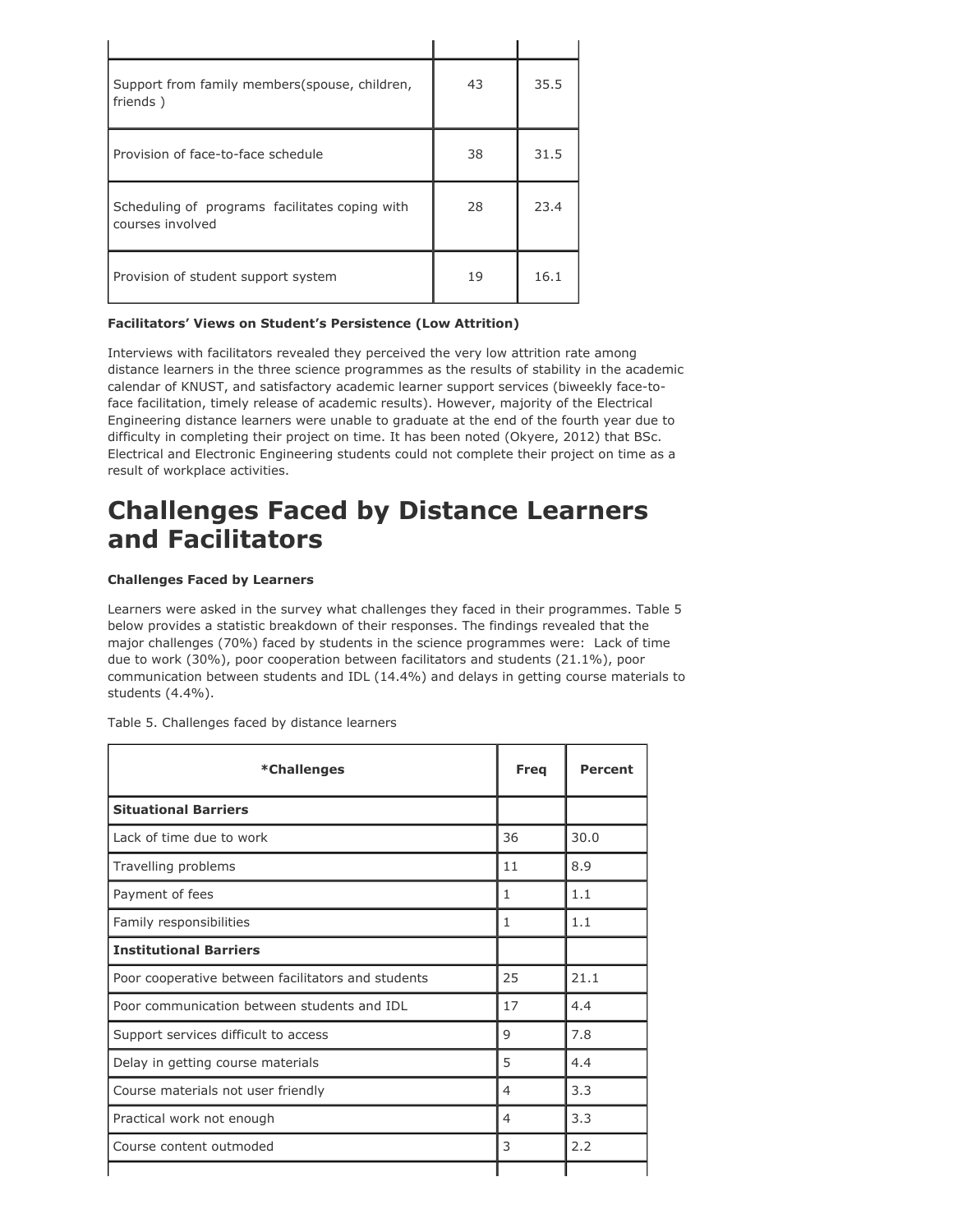| | | |
|---|---|---|
| Support from family members(spouse, children, friends ) | 43 | 35.5 |
| Provision of face-to-face schedule | 38 | 31.5 |
| Scheduling of programs facilitates coping with courses involved | 28 | 23.4 |
| Provision of student support system | 19 | 16.1 |

**Facilitators' Views on Student's Persistence (Low Attrition)**

Interviews with facilitators revealed they perceived the very low attrition rate among distance learners in the three science programmes as the results of stability in the academic calendar of KNUST, and satisfactory academic learner support services (biweekly face-to-face facilitation, timely release of academic results). However, majority of the Electrical Engineering distance learners were unable to graduate at the end of the fourth year due to difficulty in completing their project on time. It has been noted (Okyere, 2012) that BSc. Electrical and Electronic Engineering students could not complete their project on time as a result of workplace activities.

# Challenges Faced by Distance Learners and Facilitators

**Challenges Faced by Learners**

Learners were asked in the survey what challenges they faced in their programmes. Table 5 below provides a statistic breakdown of their responses. The findings revealed that the major challenges (70%) faced by students in the science programmes were: Lack of time due to work (30%), poor cooperation between facilitators and students (21.1%), poor communication between students and IDL (14.4%) and delays in getting course materials to students (4.4%).

Table 5. Challenges faced by distance learners

| *Challenges | Freq | Percent |
|---|---|---|
| **Situational Barriers** | | |
| Lack of time due to work | 36 | 30.0 |
| Travelling problems | 11 | 8.9 |
| Payment of fees | 1 | 1.1 |
| Family responsibilities | 1 | 1.1 |
| **Institutional Barriers** | | |
| Poor cooperative between facilitators and students | 25 | 21.1 |
| Poor communication between students and IDL | 17 | 4.4 |
| Support services difficult to access | 9 | 7.8 |
| Delay in getting course materials | 5 | 4.4 |
| Course materials not user friendly | 4 | 3.3 |
| Practical work not enough | 4 | 3.3 |
| Course content outmoded | 3 | 2.2 |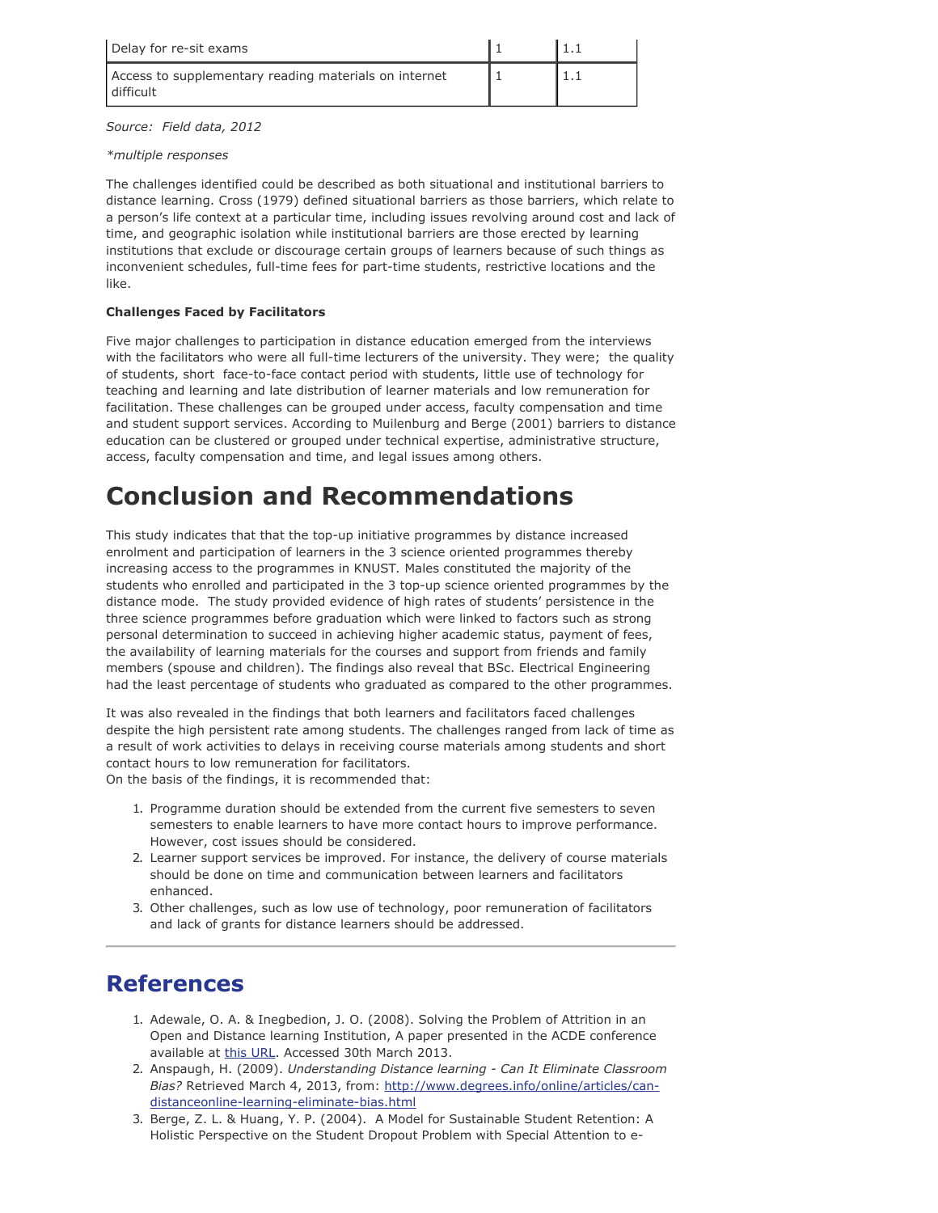| Delay for re-sit exams | 1 | 1.1 |
|---|---|---|
| Access to supplementary reading materials on internet difficult | 1 | 1.1 |

*Source: Field data, 2012*

*multiple responses

The challenges identified could be described as both situational and institutional barriers to distance learning. Cross (1979) defined situational barriers as those barriers, which relate to a person's life context at a particular time, including issues revolving around cost and lack of time, and geographic isolation while institutional barriers are those erected by learning institutions that exclude or discourage certain groups of learners because of such things as inconvenient schedules, full-time fees for part-time students, restrictive locations and the like.

**Challenges Faced by Facilitators**

Five major challenges to participation in distance education emerged from the interviews with the facilitators who were all full-time lecturers of the university. They were; the quality of students, short face-to-face contact period with students, little use of technology for teaching and learning and late distribution of learner materials and low remuneration for facilitation. These challenges can be grouped under access, faculty compensation and time and student support services. According to Muilenburg and Berge (2001) barriers to distance education can be clustered or grouped under technical expertise, administrative structure, access, faculty compensation and time, and legal issues among others.

# Conclusion and Recommendations

This study indicates that that the top-up initiative programmes by distance increased enrolment and participation of learners in the 3 science oriented programmes thereby increasing access to the programmes in KNUST. Males constituted the majority of the students who enrolled and participated in the 3 top-up science oriented programmes by the distance mode. The study provided evidence of high rates of students' persistence in the three science programmes before graduation which were linked to factors such as strong personal determination to succeed in achieving higher academic status, payment of fees, the availability of learning materials for the courses and support from friends and family members (spouse and children). The findings also reveal that BSc. Electrical Engineering had the least percentage of students who graduated as compared to the other programmes.

It was also revealed in the findings that both learners and facilitators faced challenges despite the high persistent rate among students. The challenges ranged from lack of time as a result of work activities to delays in receiving course materials among students and short contact hours to low remuneration for facilitators.
On the basis of the findings, it is recommended that:

1. Programme duration should be extended from the current five semesters to seven semesters to enable learners to have more contact hours to improve performance. However, cost issues should be considered.
2. Learner support services be improved. For instance, the delivery of course materials should be done on time and communication between learners and facilitators enhanced.
3. Other challenges, such as low use of technology, poor remuneration of facilitators and lack of grants for distance learners should be addressed.

---

## References

1. Adewale, O. A. & Inegbedion, J. O. (2008). Solving the Problem of Attrition in an Open and Distance learning Institution, A paper presented in the ACDE conference available at this URL. Accessed 30th March 2013.
2. Anspaugh, H. (2009). *Understanding Distance learning - Can It Eliminate Classroom Bias?* Retrieved March 4, 2013, from: http://www.degrees.info/online/articles/can-distanceonline-learning-eliminate-bias.html
3. Berge, Z. L. & Huang, Y. P. (2004). A Model for Sustainable Student Retention: A Holistic Perspective on the Student Dropout Problem with Special Attention to e-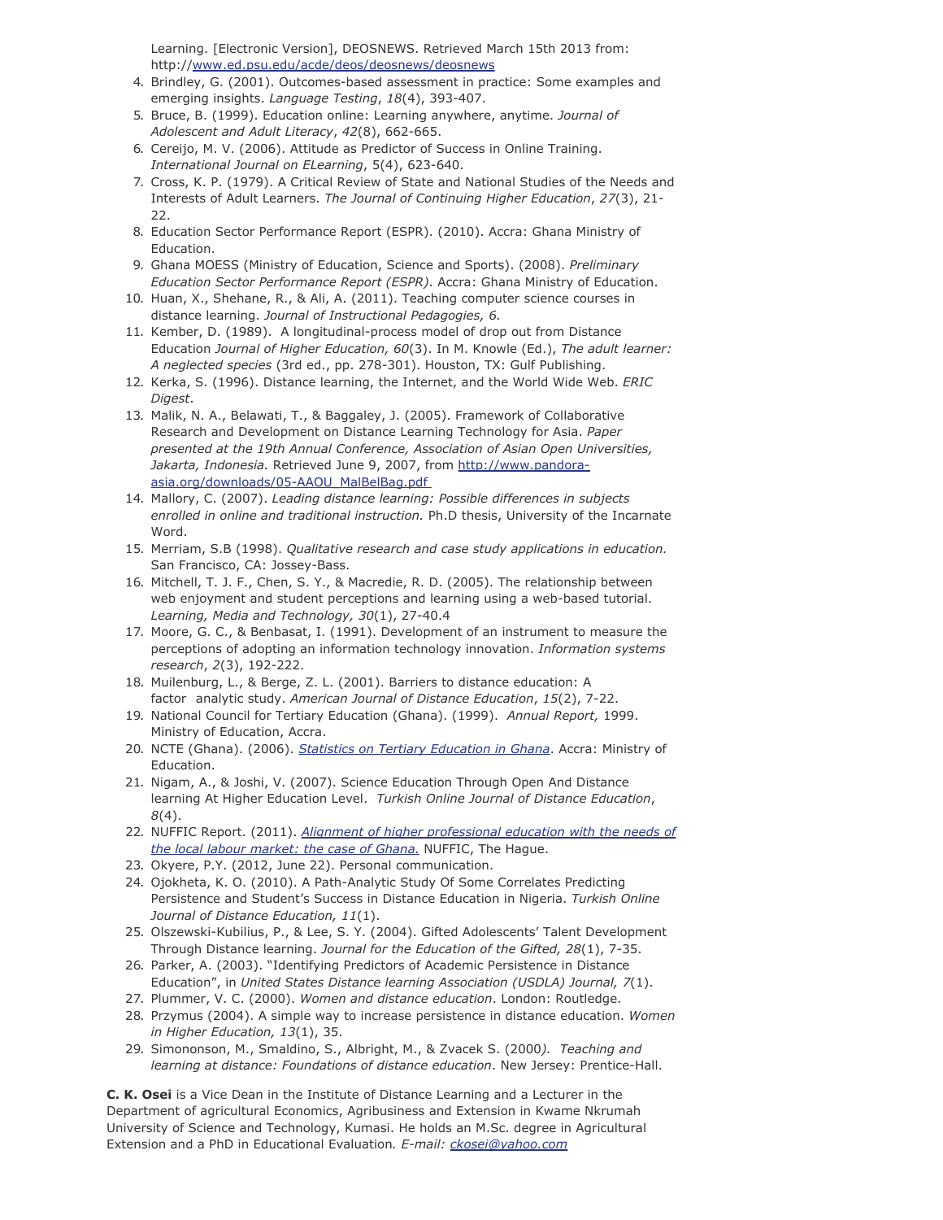Learning. [Electronic Version], DEOSNEWS. Retrieved March 15th 2013 from: http://www.ed.psu.edu/acde/deos/deosnews/deosnews

4. Brindley, G. (2001). Outcomes-based assessment in practice: Some examples and emerging insights. *Language Testing*, *18*(4), 393-407.
5. Bruce, B. (1999). Education online: Learning anywhere, anytime. *Journal of Adolescent and Adult Literacy*, *42*(8), 662-665.
6. Cereijo, M. V. (2006). Attitude as Predictor of Success in Online Training. *International Journal on ELearning*, 5(4), 623-640.
7. Cross, K. P. (1979). A Critical Review of State and National Studies of the Needs and Interests of Adult Learners. *The Journal of Continuing Higher Education*, *27*(3), 21-22.
8. Education Sector Performance Report (ESPR). (2010). Accra: Ghana Ministry of Education.
9. Ghana MOESS (Ministry of Education, Science and Sports). (2008). *Preliminary Education Sector Performance Report (ESPR)*. Accra: Ghana Ministry of Education.
10. Huan, X., Shehane, R., & Ali, A. (2011). Teaching computer science courses in distance learning. *Journal of Instructional Pedagogies, 6.*
11. Kember, D. (1989). A longitudinal-process model of drop out from Distance Education *Journal of Higher Education, 60*(3). In M. Knowle (Ed.), *The adult learner: A neglected species* (3rd ed., pp. 278-301). Houston, TX: Gulf Publishing.
12. Kerka, S. (1996). Distance learning, the Internet, and the World Wide Web. *ERIC Digest*.
13. Malik, N. A., Belawati, T., & Baggaley, J. (2005). Framework of Collaborative Research and Development on Distance Learning Technology for Asia. *Paper presented at the 19th Annual Conference, Association of Asian Open Universities, Jakarta, Indonesia.* Retrieved June 9, 2007, from http://www.pandora-asia.org/downloads/05-AAOU_MalBelBag.pdf
14. Mallory, C. (2007). *Leading distance learning: Possible differences in subjects enrolled in online and traditional instruction.* Ph.D thesis, University of the Incarnate Word.
15. Merriam, S.B (1998). *Qualitative research and case study applications in education.* San Francisco, CA: Jossey-Bass.
16. Mitchell, T. J. F., Chen, S. Y., & Macredie, R. D. (2005). The relationship between web enjoyment and student perceptions and learning using a web-based tutorial. *Learning, Media and Technology, 30*(1), 27-40.4
17. Moore, G. C., & Benbasat, I. (1991). Development of an instrument to measure the perceptions of adopting an information technology innovation. *Information systems research*, *2*(3), 192-222.
18. Muilenburg, L., & Berge, Z. L. (2001). Barriers to distance education: A factor analytic study. *American Journal of Distance Education*, *15*(2), 7-22.
19. National Council for Tertiary Education (Ghana). (1999). *Annual Report,* 1999. Ministry of Education, Accra.
20. NCTE (Ghana). (2006). *Statistics on Tertiary Education in Ghana*. Accra: Ministry of Education.
21. Nigam, A., & Joshi, V. (2007). Science Education Through Open And Distance learning At Higher Education Level. *Turkish Online Journal of Distance Education*, *8*(4).
22. NUFFIC Report. (2011). *Alignment of higher professional education with the needs of the local labour market: the case of Ghana.* NUFFIC, The Hague.
23. Okyere, P.Y. (2012, June 22). Personal communication.
24. Ojokheta, K. O. (2010). A Path-Analytic Study Of Some Correlates Predicting Persistence and Student's Success in Distance Education in Nigeria. *Turkish Online Journal of Distance Education, 11*(1).
25. Olszewski-Kubilius, P., & Lee, S. Y. (2004). Gifted Adolescents' Talent Development Through Distance learning. *Journal for the Education of the Gifted, 28*(1), 7-35.
26. Parker, A. (2003). "Identifying Predictors of Academic Persistence in Distance Education", in *United States Distance learning Association (USDLA) Journal, 7*(1).
27. Plummer, V. C. (2000). *Women and distance education*. London: Routledge.
28. Przymus (2004). A simple way to increase persistence in distance education. *Women in Higher Education, 13*(1), 35.
29. Simononson, M., Smaldino, S., Albright, M., & Zvacek S. (2000*). Teaching and learning at distance: Foundations of distance education*. New Jersey: Prentice-Hall.

**C. K. Osei** is a Vice Dean in the Institute of Distance Learning and a Lecturer in the Department of agricultural Economics, Agribusiness and Extension in Kwame Nkrumah University of Science and Technology, Kumasi. He holds an M.Sc. degree in Agricultural Extension and a PhD in Educational Evaluation*. E-mail: ckosei@yahoo.com*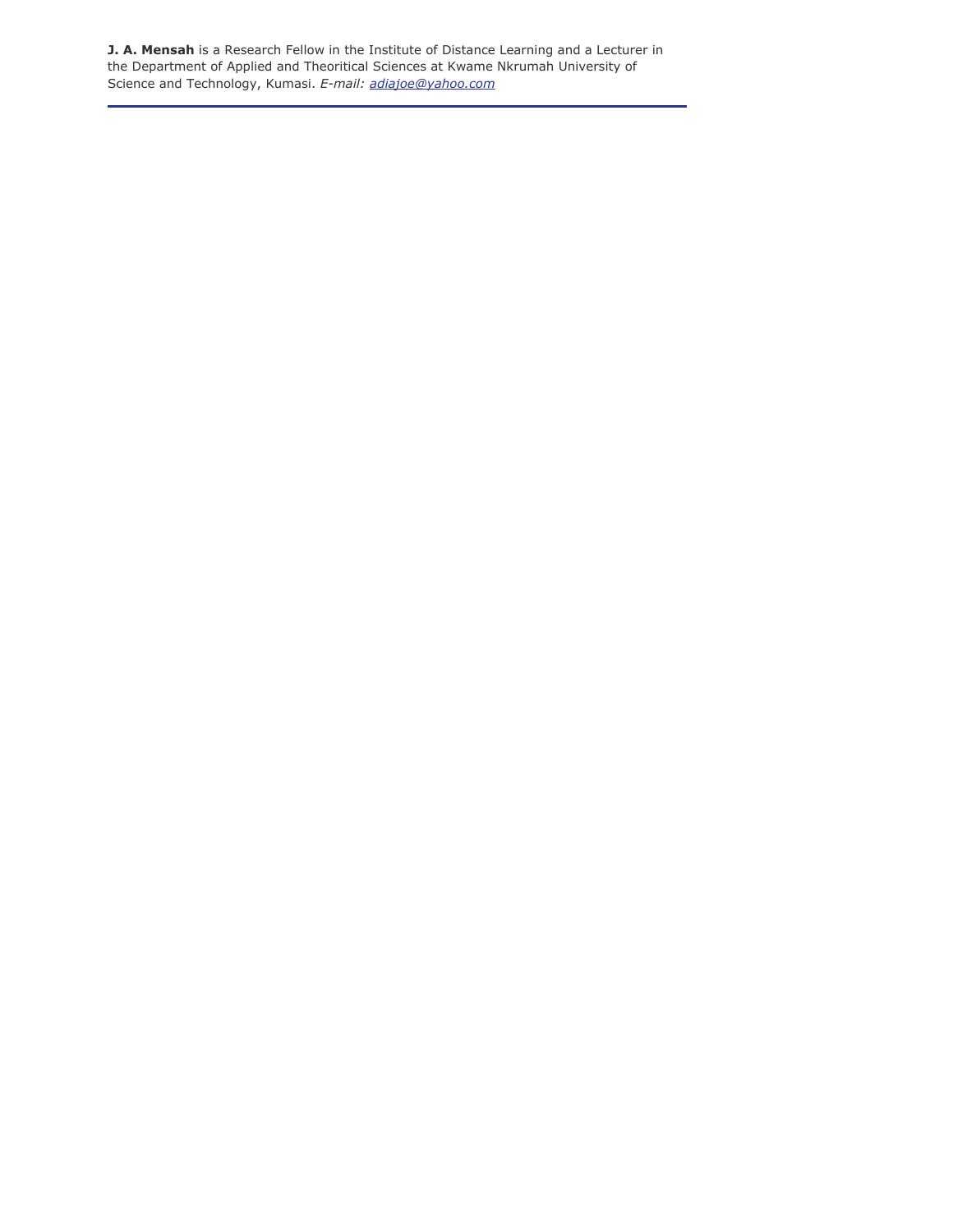**J. A. Mensah** is a Research Fellow in the Institute of Distance Learning and a Lecturer in the Department of Applied and Theoritical Sciences at Kwame Nkrumah University of Science and Technology, Kumasi. *E-mail: adiajoe@yahoo.com*